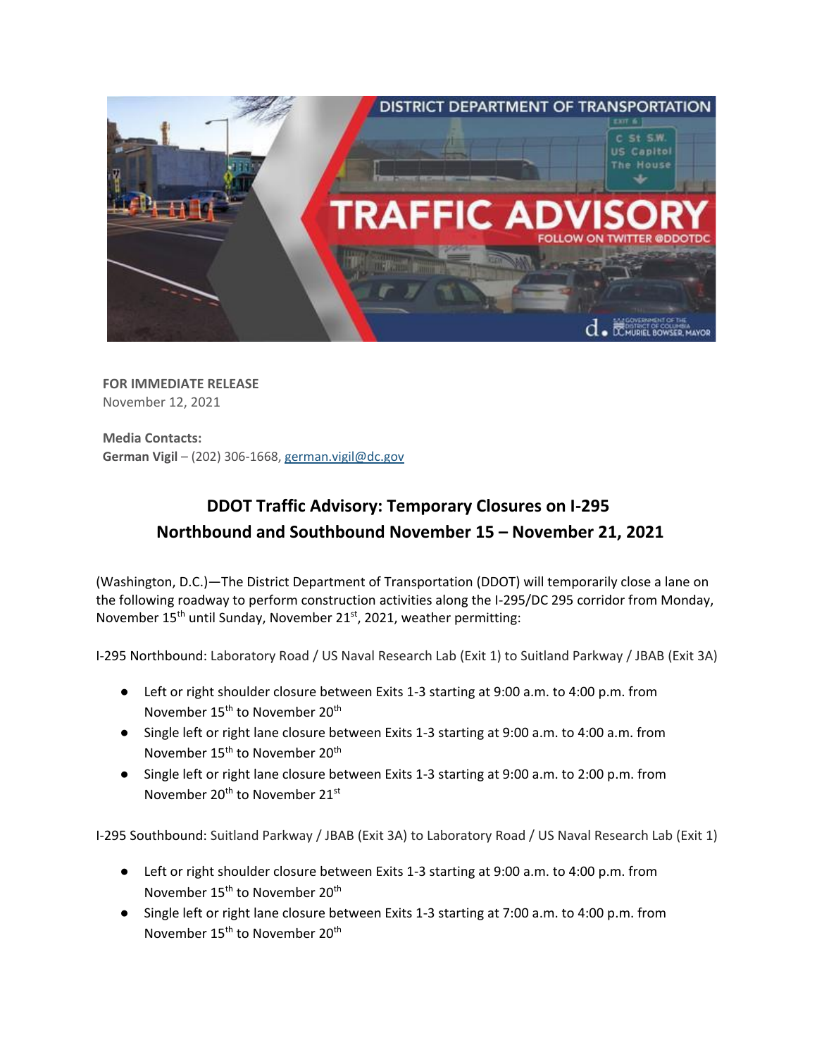**FOR IMMEDIATE RELEASE**
November 12, 2021

**Media Contacts:**
**German Vigil** – (202) 306-1668, german.vigil@dc.gov

## DDOT Traffic Advisory: Temporary Closures on I-295 Northbound and Southbound November 15 – November 21, 2021

(Washington, D.C.)—The District Department of Transportation (DDOT) will temporarily close a lane on the following roadway to perform construction activities along the I-295/DC 295 corridor from Monday, November 15th until Sunday, November 21st, 2021, weather permitting:

I-295 Northbound: Laboratory Road / US Naval Research Lab (Exit 1) to Suitland Parkway / JBAB (Exit 3A)

- Left or right shoulder closure between Exits 1-3 starting at 9:00 a.m. to 4:00 p.m. from November 15th to November 20th
- Single left or right lane closure between Exits 1-3 starting at 9:00 a.m. to 4:00 a.m. from November 15th to November 20th
- Single left or right lane closure between Exits 1-3 starting at 9:00 a.m. to 2:00 p.m. from November 20th to November 21st

I-295 Southbound: Suitland Parkway / JBAB (Exit 3A) to Laboratory Road / US Naval Research Lab (Exit 1)

- Left or right shoulder closure between Exits 1-3 starting at 9:00 a.m. to 4:00 p.m. from November 15th to November 20th
- Single left or right lane closure between Exits 1-3 starting at 7:00 a.m. to 4:00 p.m. from November 15th to November 20th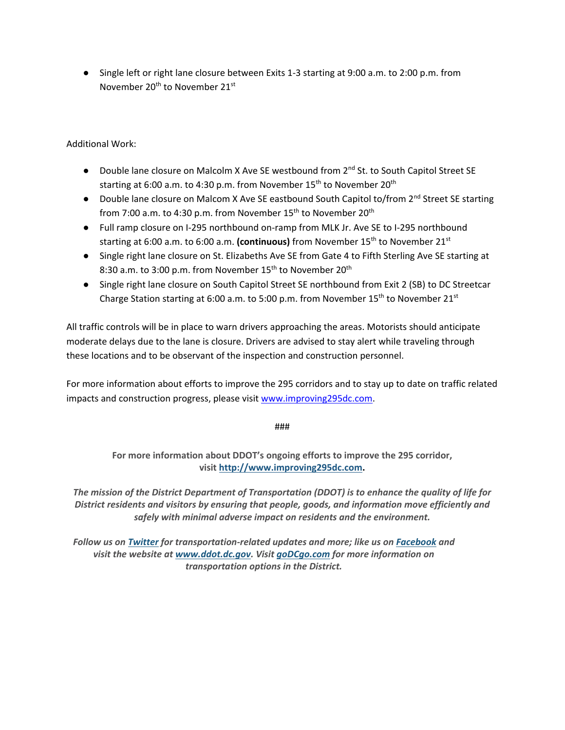- Single left or right lane closure between Exits 1-3 starting at 9:00 a.m. to 2:00 p.m. from November 20th to November 21st

Additional Work:

- Double lane closure on Malcolm X Ave SE westbound from 2nd St. to South Capitol Street SE starting at 6:00 a.m. to 4:30 p.m. from November 15th to November 20th
- Double lane closure on Malcom X Ave SE eastbound South Capitol to/from 2nd Street SE starting from 7:00 a.m. to 4:30 p.m. from November 15th to November 20th
- Full ramp closure on I-295 northbound on-ramp from MLK Jr. Ave SE to I-295 northbound starting at 6:00 a.m. to 6:00 a.m. **(continuous)** from November 15th to November 21st
- Single right lane closure on St. Elizabeths Ave SE from Gate 4 to Fifth Sterling Ave SE starting at 8:30 a.m. to 3:00 p.m. from November 15th to November 20th
- Single right lane closure on South Capitol Street SE northbound from Exit 2 (SB) to DC Streetcar Charge Station starting at 6:00 a.m. to 5:00 p.m. from November 15th to November 21st

All traffic controls will be in place to warn drivers approaching the areas. Motorists should anticipate moderate delays due to the lane is closure. Drivers are advised to stay alert while traveling through these locations and to be observant of the inspection and construction personnel.

For more information about efforts to improve the 295 corridors and to stay up to date on traffic related impacts and construction progress, please visit [www.improving295dc.com](http://www.improving295dc.com).

###

**For more information about DDOT's ongoing efforts to improve the 295 corridor, visit [http://www.improving295dc.com](http://www.improving295dc.com).**

***The mission of the District Department of Transportation (DDOT) is to enhance the quality of life for District residents and visitors by ensuring that people, goods, and information move efficiently and safely with minimal adverse impact on residents and the environment.***

***Follow us on Twitter for transportation-related updates and more; like us on Facebook and visit the website at www.ddot.dc.gov. Visit goDCgo.com for more information on transportation options in the District.***